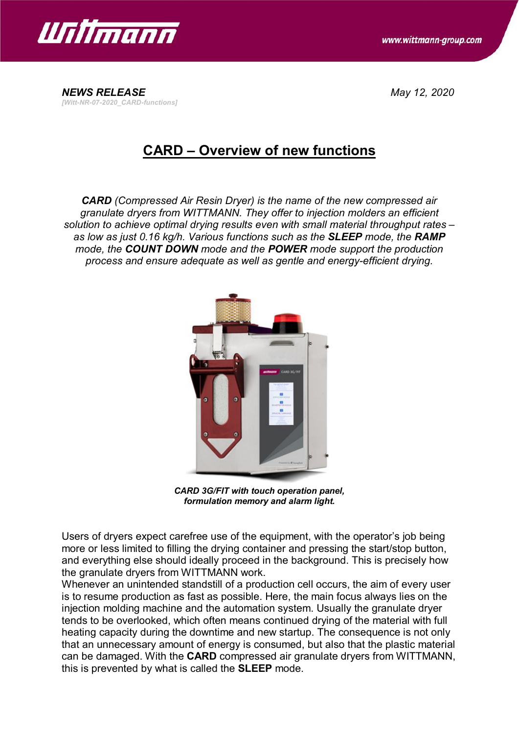*NEWS RELEASE*

*[Witt-NR-07-2020_CARD-functions]*

*May 12, 2020*

# CARD – Overview of new functions

***CARD** (Compressed Air Resin Dryer) is the name of the new compressed air granulate dryers from WITTMANN. They offer to injection molders an efficient solution to achieve optimal drying results even with small material throughput rates – as low as just 0.16 kg/h. Various functions such as the **SLEEP** mode, the **RAMP** mode, the **COUNT DOWN** mode and the **POWER** mode support the production process and ensure adequate as well as gentle and energy-efficient drying.*

***CARD 3G/FIT with touch operation panel, formulation memory and alarm light.***

Users of dryers expect carefree use of the equipment, with the operator's job being more or less limited to filling the drying container and pressing the start/stop button, and everything else should ideally proceed in the background. This is precisely how the granulate dryers from WITTMANN work.

Whenever an unintended standstill of a production cell occurs, the aim of every user is to resume production as fast as possible. Here, the main focus always lies on the injection molding machine and the automation system. Usually the granulate dryer tends to be overlooked, which often means continued drying of the material with full heating capacity during the downtime and new startup. The consequence is not only that an unnecessary amount of energy is consumed, but also that the plastic material can be damaged. With the **CARD** compressed air granulate dryers from WITTMANN, this is prevented by what is called the **SLEEP** mode.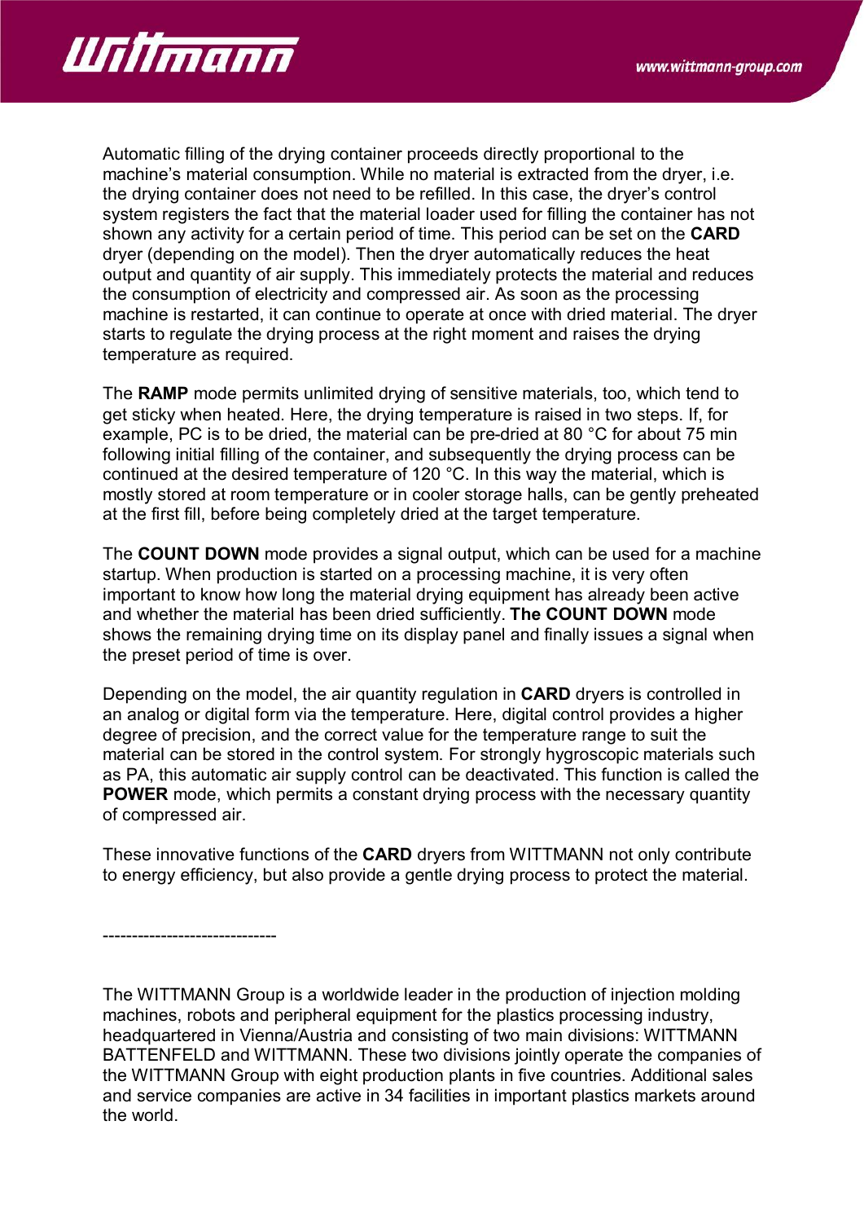Automatic filling of the drying container proceeds directly proportional to the machine’s material consumption. While no material is extracted from the dryer, i.e. the drying container does not need to be refilled. In this case, the dryer’s control system registers the fact that the material loader used for filling the container has not shown any activity for a certain period of time. This period can be set on the **CARD** dryer (depending on the model). Then the dryer automatically reduces the heat output and quantity of air supply. This immediately protects the material and reduces the consumption of electricity and compressed air. As soon as the processing machine is restarted, it can continue to operate at once with dried material. The dryer starts to regulate the drying process at the right moment and raises the drying temperature as required.

The **RAMP** mode permits unlimited drying of sensitive materials, too, which tend to get sticky when heated. Here, the drying temperature is raised in two steps. If, for example, PC is to be dried, the material can be pre-dried at 80 °C for about 75 min following initial filling of the container, and subsequently the drying process can be continued at the desired temperature of 120 °C. In this way the material, which is mostly stored at room temperature or in cooler storage halls, can be gently preheated at the first fill, before being completely dried at the target temperature.

The **COUNT DOWN** mode provides a signal output, which can be used for a machine startup. When production is started on a processing machine, it is very often important to know how long the material drying equipment has already been active and whether the material has been dried sufficiently. **The COUNT DOWN** mode shows the remaining drying time on its display panel and finally issues a signal when the preset period of time is over.

Depending on the model, the air quantity regulation in **CARD** dryers is controlled in an analog or digital form via the temperature. Here, digital control provides a higher degree of precision, and the correct value for the temperature range to suit the material can be stored in the control system. For strongly hygroscopic materials such as PA, this automatic air supply control can be deactivated. This function is called the **POWER** mode, which permits a constant drying process with the necessary quantity of compressed air.

These innovative functions of the **CARD** dryers from WITTMANN not only contribute to energy efficiency, but also provide a gentle drying process to protect the material.

------------------------------

The WITTMANN Group is a worldwide leader in the production of injection molding machines, robots and peripheral equipment for the plastics processing industry, headquartered in Vienna/Austria and consisting of two main divisions: WITTMANN BATTENFELD and WITTMANN. These two divisions jointly operate the companies of the WITTMANN Group with eight production plants in five countries. Additional sales and service companies are active in 34 facilities in important plastics markets around the world.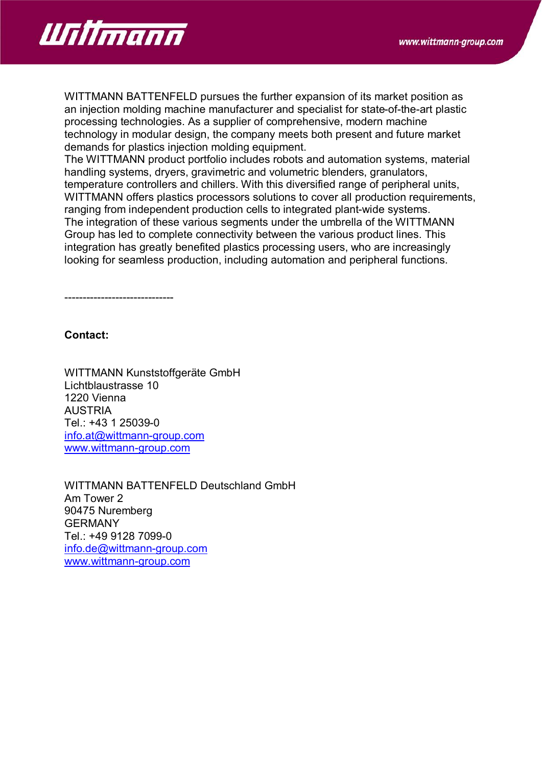WITTMANN BATTENFELD pursues the further expansion of its market position as an injection molding machine manufacturer and specialist for state-of-the-art plastic processing technologies. As a supplier of comprehensive, modern machine technology in modular design, the company meets both present and future market demands for plastics injection molding equipment.

The WITTMANN product portfolio includes robots and automation systems, material handling systems, dryers, gravimetric and volumetric blenders, granulators, temperature controllers and chillers. With this diversified range of peripheral units, WITTMANN offers plastics processors solutions to cover all production requirements, ranging from independent production cells to integrated plant-wide systems.

The integration of these various segments under the umbrella of the WITTMANN Group has led to complete connectivity between the various product lines. This integration has greatly benefited plastics processing users, who are increasingly looking for seamless production, including automation and peripheral functions.

------------------------------

**Contact:**

WITTMANN Kunststoffgeräte GmbH
Lichtblaustrasse 10
1220 Vienna
AUSTRIA
Tel.: +43 1 25039-0
info.at@wittmann-group.com
www.wittmann-group.com

WITTMANN BATTENFELD Deutschland GmbH
Am Tower 2
90475 Nuremberg
GERMANY
Tel.: +49 9128 7099-0
info.de@wittmann-group.com
www.wittmann-group.com